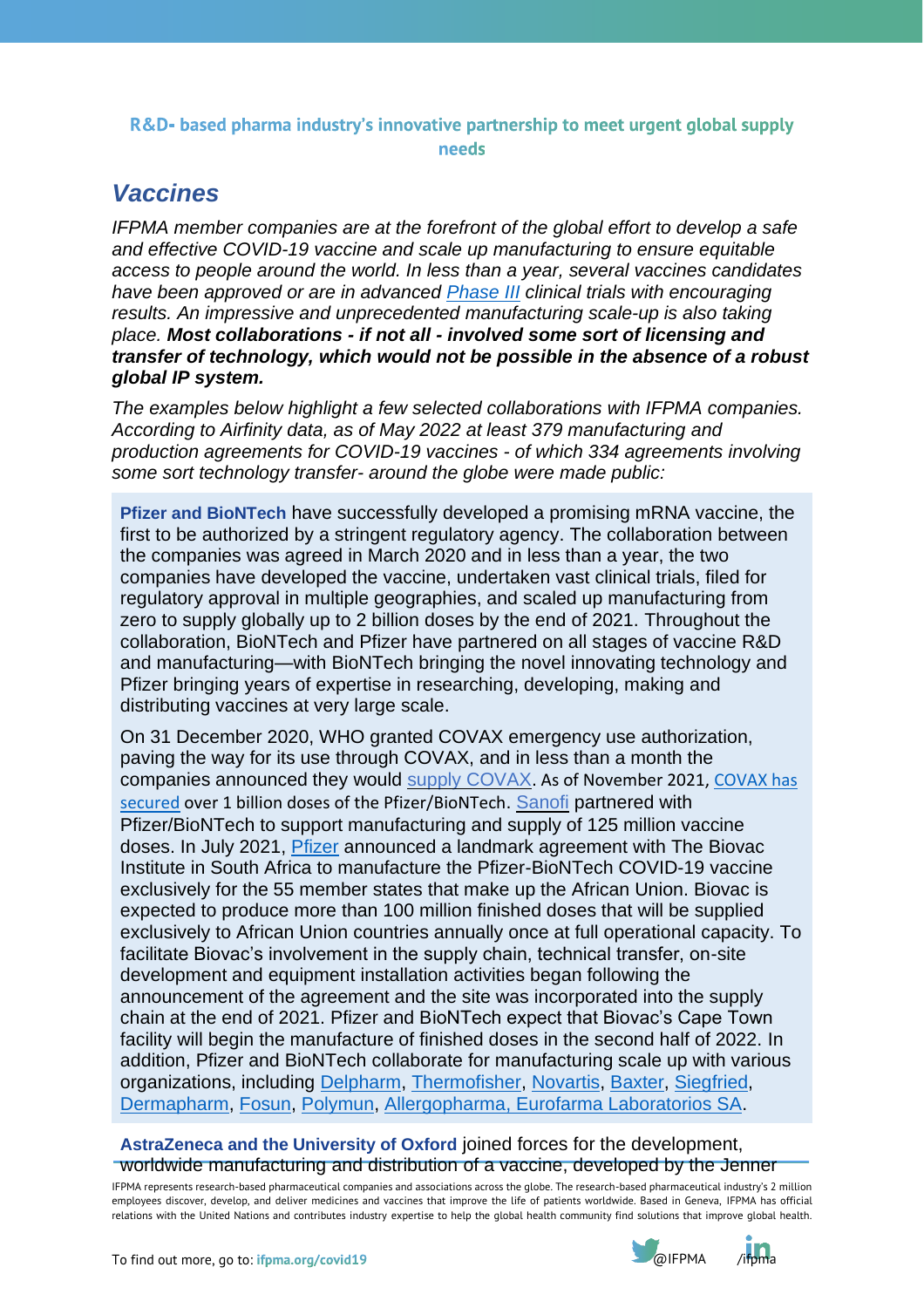**R&D- based pharma industry's innovative partnership to meet urgent global supply needs**

## Vaccines

*IFPMA member companies are at the forefront of the global effort to develop a safe and effective COVID-19 vaccine and scale up manufacturing to ensure equitable access to people around the world. In less than a year, several vaccines candidates have been approved or are in advanced Phase III clinical trials with encouraging results. An impressive and unprecedented manufacturing scale-up is also taking place.* ***Most collaborations - if not all - involved some sort of licensing and transfer of technology, which would not be possible in the absence of a robust global IP system.***

*The examples below highlight a few selected collaborations with IFPMA companies. According to Airfinity data, as of May 2022 at least 379 manufacturing and production agreements for COVID-19 vaccines - of which 334 agreements involving some sort technology transfer- around the globe were made public:*

**Pfizer and BioNTech** have successfully developed a promising mRNA vaccine, the first to be authorized by a stringent regulatory agency. The collaboration between the companies was agreed in March 2020 and in less than a year, the two companies have developed the vaccine, undertaken vast clinical trials, filed for regulatory approval in multiple geographies, and scaled up manufacturing from zero to supply globally up to 2 billion doses by the end of 2021. Throughout the collaboration, BioNTech and Pfizer have partnered on all stages of vaccine R&D and manufacturing—with BioNTech bringing the novel innovating technology and Pfizer bringing years of expertise in researching, developing, making and distributing vaccines at very large scale.

On 31 December 2020, WHO granted COVAX emergency use authorization, paving the way for its use through COVAX, and in less than a month the companies announced they would supply COVAX. As of November 2021, COVAX has secured over 1 billion doses of the Pfizer/BioNTech. Sanofi partnered with Pfizer/BioNTech to support manufacturing and supply of 125 million vaccine doses. In July 2021, Pfizer announced a landmark agreement with The Biovac Institute in South Africa to manufacture the Pfizer-BioNTech COVID-19 vaccine exclusively for the 55 member states that make up the African Union. Biovac is expected to produce more than 100 million finished doses that will be supplied exclusively to African Union countries annually once at full operational capacity. To facilitate Biovac's involvement in the supply chain, technical transfer, on-site development and equipment installation activities began following the announcement of the agreement and the site was incorporated into the supply chain at the end of 2021. Pfizer and BioNTech expect that Biovac's Cape Town facility will begin the manufacture of finished doses in the second half of 2022. In addition, Pfizer and BioNTech collaborate for manufacturing scale up with various organizations, including Delpharm, Thermofisher, Novartis, Baxter, Siegfried, Dermapharm, Fosun, Polymun, Allergopharma, Eurofarma Laboratorios SA.

**AstraZeneca and the University of Oxford** joined forces for the development, worldwide manufacturing and distribution of a vaccine, developed by the Jenner

IFPMA represents research-based pharmaceutical companies and associations across the globe. The research-based pharmaceutical industry's 2 million employees discover, develop, and deliver medicines and vaccines that improve the life of patients worldwide. Based in Geneva, IFPMA has official relations with the United Nations and contributes industry expertise to help the global health community find solutions that improve global health.

To find out more, go to: **ifpma.org/covid19** @IFPMA /ifpma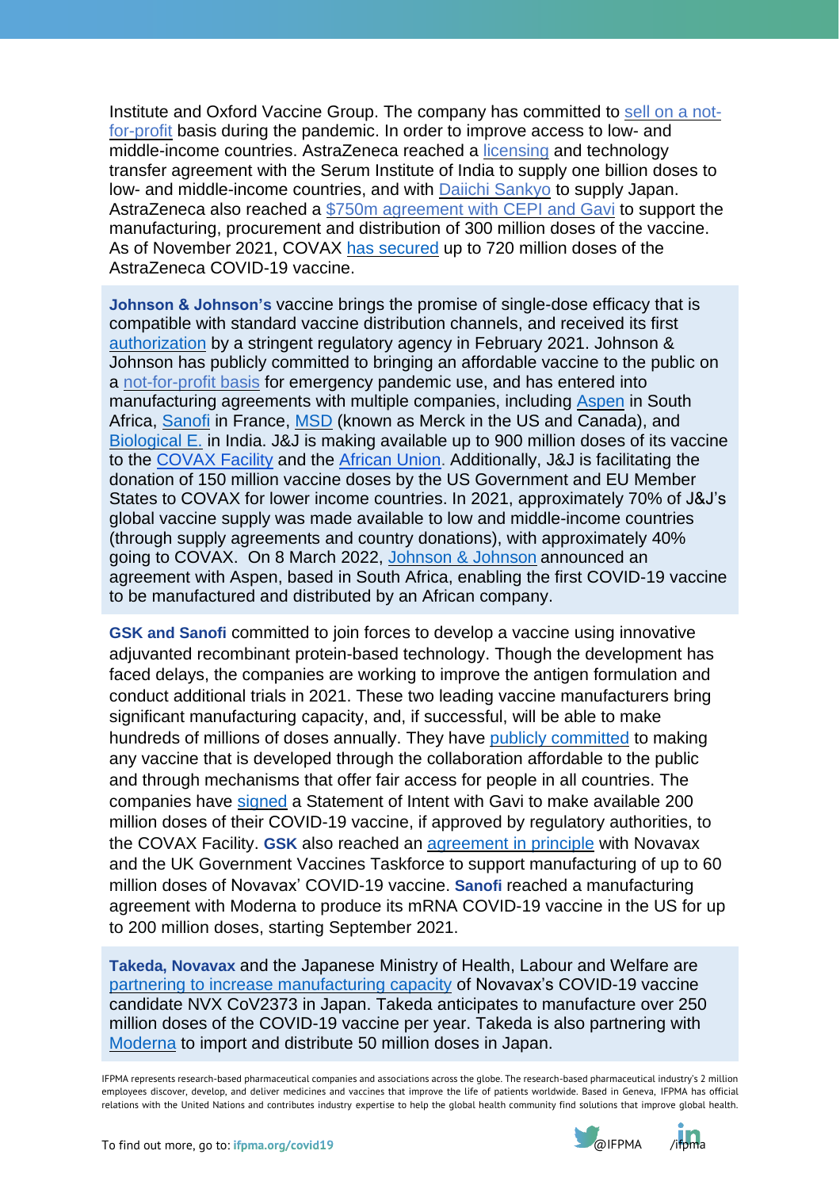Institute and Oxford Vaccine Group. The company has committed to sell on a not-for-profit basis during the pandemic. In order to improve access to low- and middle-income countries. AstraZeneca reached a licensing and technology transfer agreement with the Serum Institute of India to supply one billion doses to low- and middle-income countries, and with Daiichi Sankyo to supply Japan. AstraZeneca also reached a $750m agreement with CEPI and Gavi to support the manufacturing, procurement and distribution of 300 million doses of the vaccine. As of November 2021, COVAX has secured up to 720 million doses of the AstraZeneca COVID-19 vaccine.

**Johnson & Johnson's** vaccine brings the promise of single-dose efficacy that is compatible with standard vaccine distribution channels, and received its first authorization by a stringent regulatory agency in February 2021. Johnson & Johnson has publicly committed to bringing an affordable vaccine to the public on a not-for-profit basis for emergency pandemic use, and has entered into manufacturing agreements with multiple companies, including Aspen in South Africa, Sanofi in France, MSD (known as Merck in the US and Canada), and Biological E. in India. J&J is making available up to 900 million doses of its vaccine to the COVAX Facility and the African Union. Additionally, J&J is facilitating the donation of 150 million vaccine doses by the US Government and EU Member States to COVAX for lower income countries. In 2021, approximately 70% of J&J's global vaccine supply was made available to low and middle-income countries (through supply agreements and country donations), with approximately 40% going to COVAX. On 8 March 2022, Johnson & Johnson announced an agreement with Aspen, based in South Africa, enabling the first COVID-19 vaccine to be manufactured and distributed by an African company.

**GSK and Sanofi** committed to join forces to develop a vaccine using innovative adjuvanted recombinant protein-based technology. Though the development has faced delays, the companies are working to improve the antigen formulation and conduct additional trials in 2021. These two leading vaccine manufacturers bring significant manufacturing capacity, and, if successful, will be able to make hundreds of millions of doses annually. They have publicly committed to making any vaccine that is developed through the collaboration affordable to the public and through mechanisms that offer fair access for people in all countries. The companies have signed a Statement of Intent with Gavi to make available 200 million doses of their COVID-19 vaccine, if approved by regulatory authorities, to the COVAX Facility. **GSK** also reached an agreement in principle with Novavax and the UK Government Vaccines Taskforce to support manufacturing of up to 60 million doses of Novavax' COVID-19 vaccine. **Sanofi** reached a manufacturing agreement with Moderna to produce its mRNA COVID-19 vaccine in the US for up to 200 million doses, starting September 2021.

**Takeda, Novavax** and the Japanese Ministry of Health, Labour and Welfare are partnering to increase manufacturing capacity of Novavax's COVID-19 vaccine candidate NVX CoV2373 in Japan. Takeda anticipates to manufacture over 250 million doses of the COVID-19 vaccine per year. Takeda is also partnering with Moderna to import and distribute 50 million doses in Japan.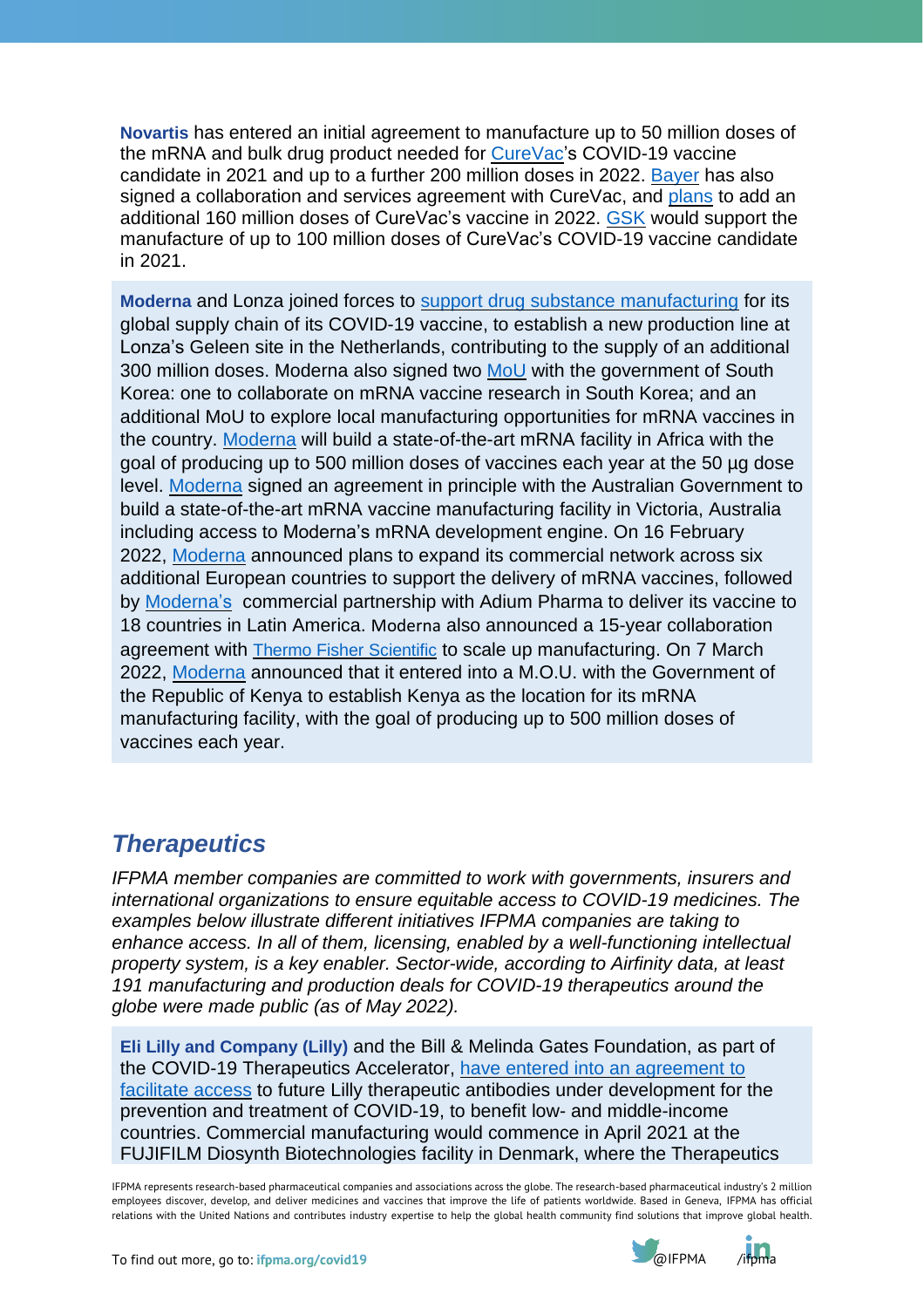**Novartis** has entered an initial agreement to manufacture up to 50 million doses of the mRNA and bulk drug product needed for CureVac's COVID-19 vaccine candidate in 2021 and up to a further 200 million doses in 2022. Bayer has also signed a collaboration and services agreement with CureVac, and plans to add an additional 160 million doses of CureVac's vaccine in 2022. GSK would support the manufacture of up to 100 million doses of CureVac's COVID-19 vaccine candidate in 2021.

**Moderna** and Lonza joined forces to support drug substance manufacturing for its global supply chain of its COVID-19 vaccine, to establish a new production line at Lonza's Geleen site in the Netherlands, contributing to the supply of an additional 300 million doses. Moderna also signed two MoU with the government of South Korea: one to collaborate on mRNA vaccine research in South Korea; and an additional MoU to explore local manufacturing opportunities for mRNA vaccines in the country. Moderna will build a state-of-the-art mRNA facility in Africa with the goal of producing up to 500 million doses of vaccines each year at the 50 µg dose level. Moderna signed an agreement in principle with the Australian Government to build a state-of-the-art mRNA vaccine manufacturing facility in Victoria, Australia including access to Moderna's mRNA development engine. On 16 February 2022, Moderna announced plans to expand its commercial network across six additional European countries to support the delivery of mRNA vaccines, followed by Moderna's commercial partnership with Adium Pharma to deliver its vaccine to 18 countries in Latin America. Moderna also announced a 15-year collaboration agreement with Thermo Fisher Scientific to scale up manufacturing. On 7 March 2022, Moderna announced that it entered into a M.O.U. with the Government of the Republic of Kenya to establish Kenya as the location for its mRNA manufacturing facility, with the goal of producing up to 500 million doses of vaccines each year.

## *Therapeutics*

*IFPMA member companies are committed to work with governments, insurers and international organizations to ensure equitable access to COVID-19 medicines. The examples below illustrate different initiatives IFPMA companies are taking to enhance access. In all of them, licensing, enabled by a well-functioning intellectual property system, is a key enabler. Sector-wide, according to Airfinity data, at least 191 manufacturing and production deals for COVID-19 therapeutics around the globe were made public (as of May 2022).*

**Eli Lilly and Company (Lilly)** and the Bill & Melinda Gates Foundation, as part of the COVID-19 Therapeutics Accelerator, have entered into an agreement to facilitate access to future Lilly therapeutic antibodies under development for the prevention and treatment of COVID-19, to benefit low- and middle-income countries. Commercial manufacturing would commence in April 2021 at the FUJIFILM Diosynth Biotechnologies facility in Denmark, where the Therapeutics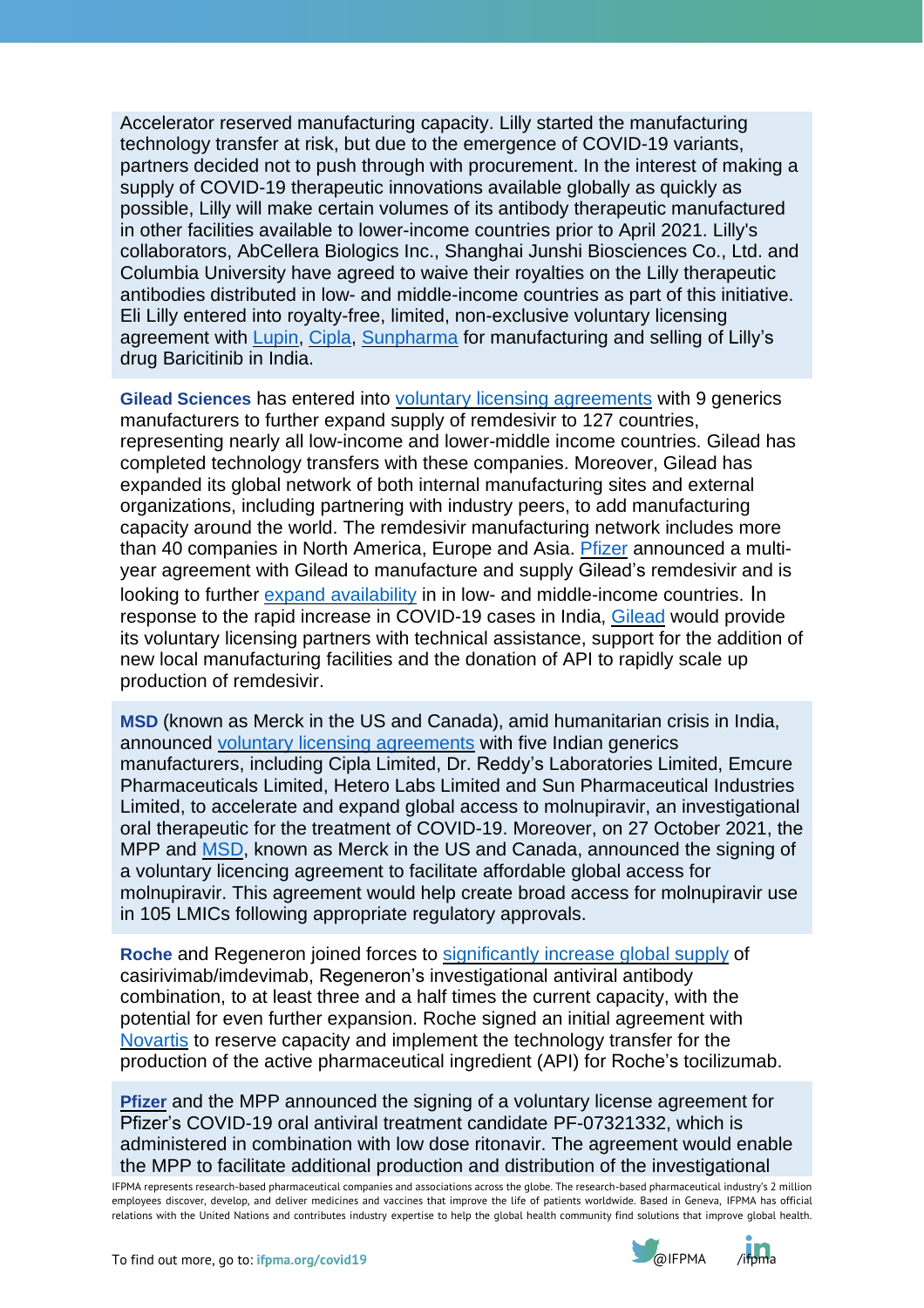Accelerator reserved manufacturing capacity. Lilly started the manufacturing technology transfer at risk, but due to the emergence of COVID-19 variants, partners decided not to push through with procurement. In the interest of making a supply of COVID-19 therapeutic innovations available globally as quickly as possible, Lilly will make certain volumes of its antibody therapeutic manufactured in other facilities available to lower-income countries prior to April 2021. Lilly's collaborators, AbCellera Biologics Inc., Shanghai Junshi Biosciences Co., Ltd. and Columbia University have agreed to waive their royalties on the Lilly therapeutic antibodies distributed in low- and middle-income countries as part of this initiative. Eli Lilly entered into royalty-free, limited, non-exclusive voluntary licensing agreement with Lupin, Cipla, Sunpharma for manufacturing and selling of Lilly's drug Baricitinib in India.

**Gilead Sciences** has entered into voluntary licensing agreements with 9 generics manufacturers to further expand supply of remdesivir to 127 countries, representing nearly all low-income and lower-middle income countries. Gilead has completed technology transfers with these companies. Moreover, Gilead has expanded its global network of both internal manufacturing sites and external organizations, including partnering with industry peers, to add manufacturing capacity around the world. The remdesivir manufacturing network includes more than 40 companies in North America, Europe and Asia. Pfizer announced a multi-year agreement with Gilead to manufacture and supply Gilead's remdesivir and is looking to further expand availability in in low- and middle-income countries. In response to the rapid increase in COVID-19 cases in India, Gilead would provide its voluntary licensing partners with technical assistance, support for the addition of new local manufacturing facilities and the donation of API to rapidly scale up production of remdesivir.

**MSD** (known as Merck in the US and Canada), amid humanitarian crisis in India, announced voluntary licensing agreements with five Indian generics manufacturers, including Cipla Limited, Dr. Reddy's Laboratories Limited, Emcure Pharmaceuticals Limited, Hetero Labs Limited and Sun Pharmaceutical Industries Limited, to accelerate and expand global access to molnupiravir, an investigational oral therapeutic for the treatment of COVID-19. Moreover, on 27 October 2021, the MPP and MSD, known as Merck in the US and Canada, announced the signing of a voluntary licencing agreement to facilitate affordable global access for molnupiravir. This agreement would help create broad access for molnupiravir use in 105 LMICs following appropriate regulatory approvals.

**Roche** and Regeneron joined forces to significantly increase global supply of casirivimab/imdevimab, Regeneron's investigational antiviral antibody combination, to at least three and a half times the current capacity, with the potential for even further expansion. Roche signed an initial agreement with Novartis to reserve capacity and implement the technology transfer for the production of the active pharmaceutical ingredient (API) for Roche's tocilizumab.

**Pfizer** and the MPP announced the signing of a voluntary license agreement for Pfizer's COVID-19 oral antiviral treatment candidate PF-07321332, which is administered in combination with low dose ritonavir. The agreement would enable the MPP to facilitate additional production and distribution of the investigational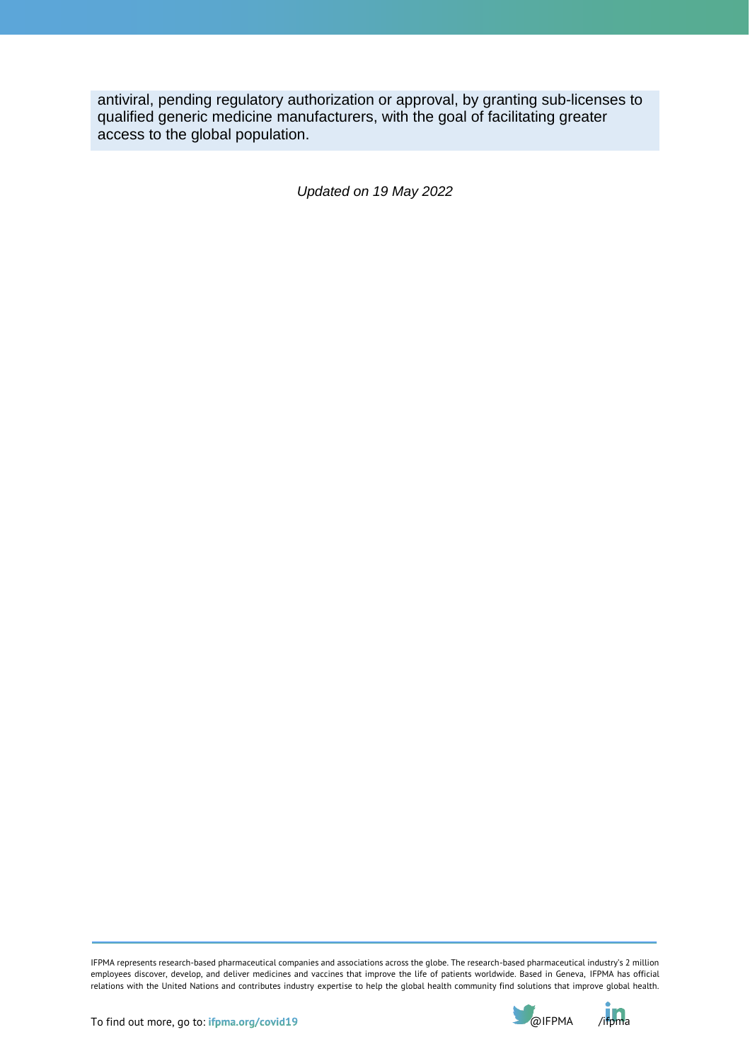antiviral, pending regulatory authorization or approval, by granting sub-licenses to qualified generic medicine manufacturers, with the goal of facilitating greater access to the global population.

*Updated on 19 May 2022*

IFPMA represents research-based pharmaceutical companies and associations across the globe. The research-based pharmaceutical industry's 2 million employees discover, develop, and deliver medicines and vaccines that improve the life of patients worldwide. Based in Geneva, IFPMA has official relations with the United Nations and contributes industry expertise to help the global health community find solutions that improve global health.

To find out more, go to: **ifpma.org/covid19** @IFPMA /ifpma